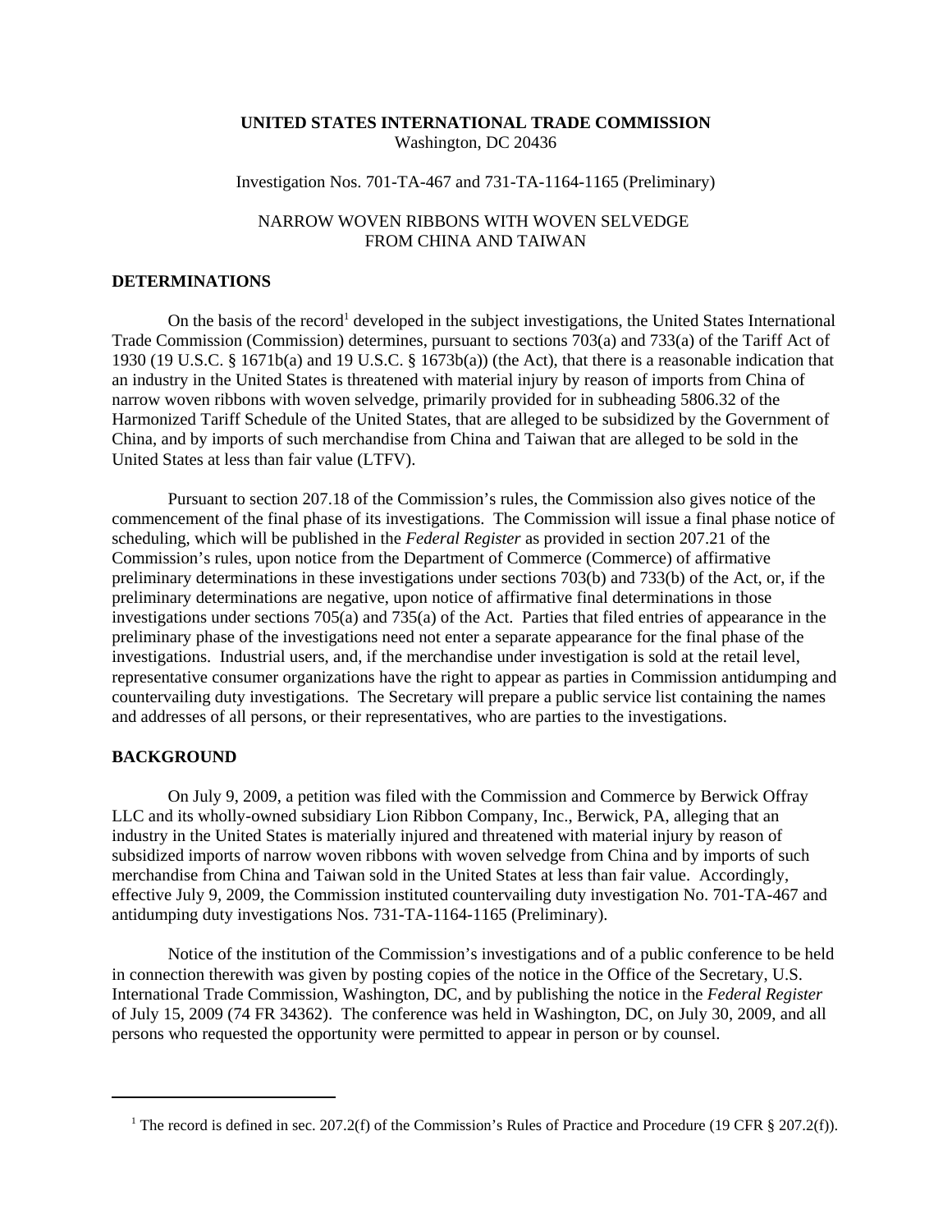**UNITED STATES INTERNATIONAL TRADE COMMISSION**
Washington, DC 20436

Investigation Nos. 701-TA-467 and 731-TA-1164-1165 (Preliminary)

NARROW WOVEN RIBBONS WITH WOVEN SELVEDGE
FROM CHINA AND TAIWAN

## DETERMINATIONS

On the basis of the record[1] developed in the subject investigations, the United States International Trade Commission (Commission) determines, pursuant to sections 703(a) and 733(a) of the Tariff Act of 1930 (19 U.S.C. § 1671b(a) and 19 U.S.C. § 1673b(a)) (the Act), that there is a reasonable indication that an industry in the United States is threatened with material injury by reason of imports from China of narrow woven ribbons with woven selvedge, primarily provided for in subheading 5806.32 of the Harmonized Tariff Schedule of the United States, that are alleged to be subsidized by the Government of China, and by imports of such merchandise from China and Taiwan that are alleged to be sold in the United States at less than fair value (LTFV).

Pursuant to section 207.18 of the Commission's rules, the Commission also gives notice of the commencement of the final phase of its investigations. The Commission will issue a final phase notice of scheduling, which will be published in the *Federal Register* as provided in section 207.21 of the Commission's rules, upon notice from the Department of Commerce (Commerce) of affirmative preliminary determinations in these investigations under sections 703(b) and 733(b) of the Act, or, if the preliminary determinations are negative, upon notice of affirmative final determinations in those investigations under sections 705(a) and 735(a) of the Act. Parties that filed entries of appearance in the preliminary phase of the investigations need not enter a separate appearance for the final phase of the investigations. Industrial users, and, if the merchandise under investigation is sold at the retail level, representative consumer organizations have the right to appear as parties in Commission antidumping and countervailing duty investigations. The Secretary will prepare a public service list containing the names and addresses of all persons, or their representatives, who are parties to the investigations.

## BACKGROUND

On July 9, 2009, a petition was filed with the Commission and Commerce by Berwick Offray LLC and its wholly-owned subsidiary Lion Ribbon Company, Inc., Berwick, PA, alleging that an industry in the United States is materially injured and threatened with material injury by reason of subsidized imports of narrow woven ribbons with woven selvedge from China and by imports of such merchandise from China and Taiwan sold in the United States at less than fair value. Accordingly, effective July 9, 2009, the Commission instituted countervailing duty investigation No. 701-TA-467 and antidumping duty investigations Nos. 731-TA-1164-1165 (Preliminary).

Notice of the institution of the Commission's investigations and of a public conference to be held in connection therewith was given by posting copies of the notice in the Office of the Secretary, U.S. International Trade Commission, Washington, DC, and by publishing the notice in the *Federal Register* of July 15, 2009 (74 FR 34362). The conference was held in Washington, DC, on July 30, 2009, and all persons who requested the opportunity were permitted to appear in person or by counsel.

---

[1] The record is defined in sec. 207.2(f) of the Commission's Rules of Practice and Procedure (19 CFR § 207.2(f)).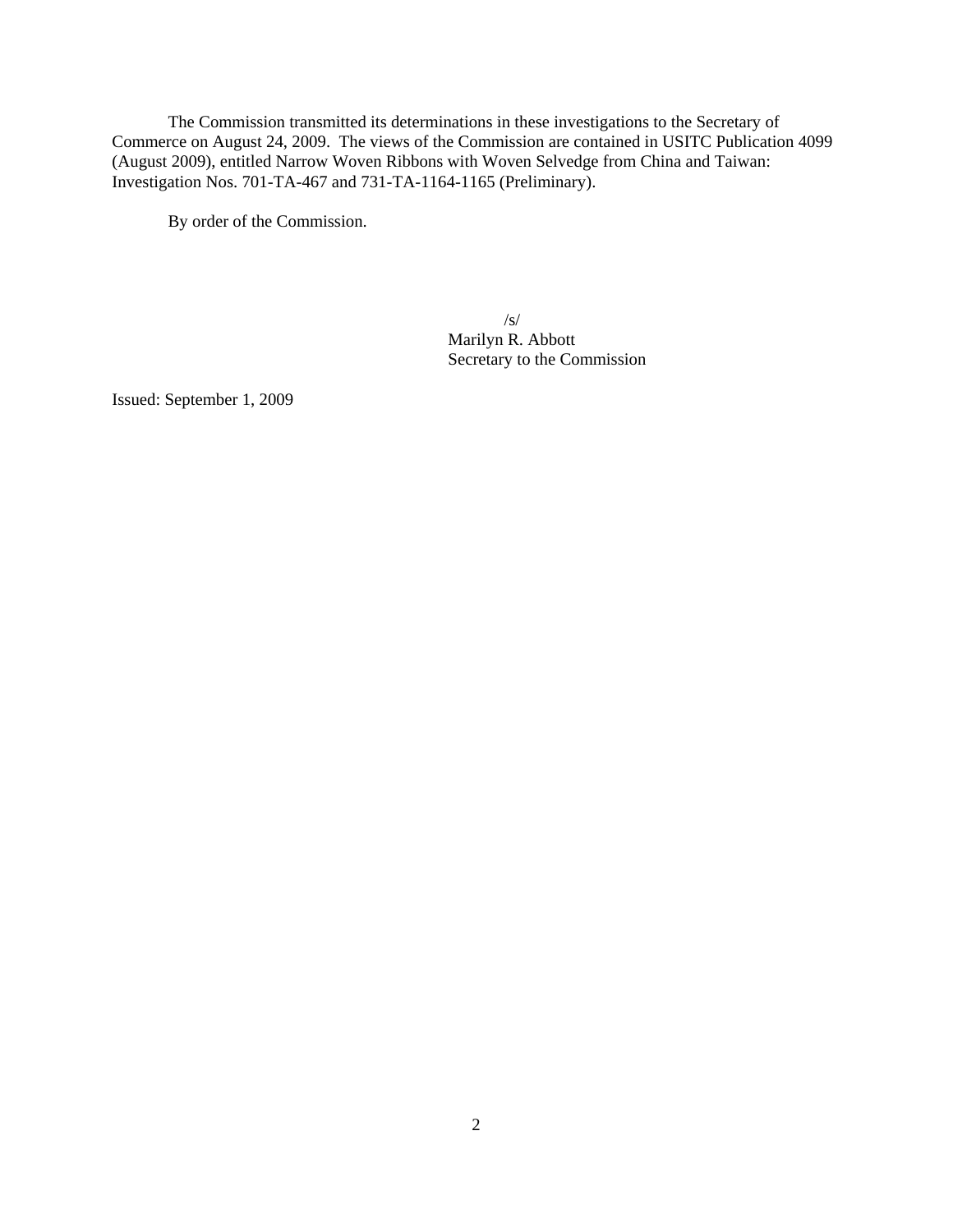The Commission transmitted its determinations in these investigations to the Secretary of Commerce on August 24, 2009. The views of the Commission are contained in USITC Publication 4099 (August 2009), entitled Narrow Woven Ribbons with Woven Selvedge from China and Taiwan: Investigation Nos. 701-TA-467 and 731-TA-1164-1165 (Preliminary).

By order of the Commission.

/s/
Marilyn R. Abbott
Secretary to the Commission

Issued: September 1, 2009